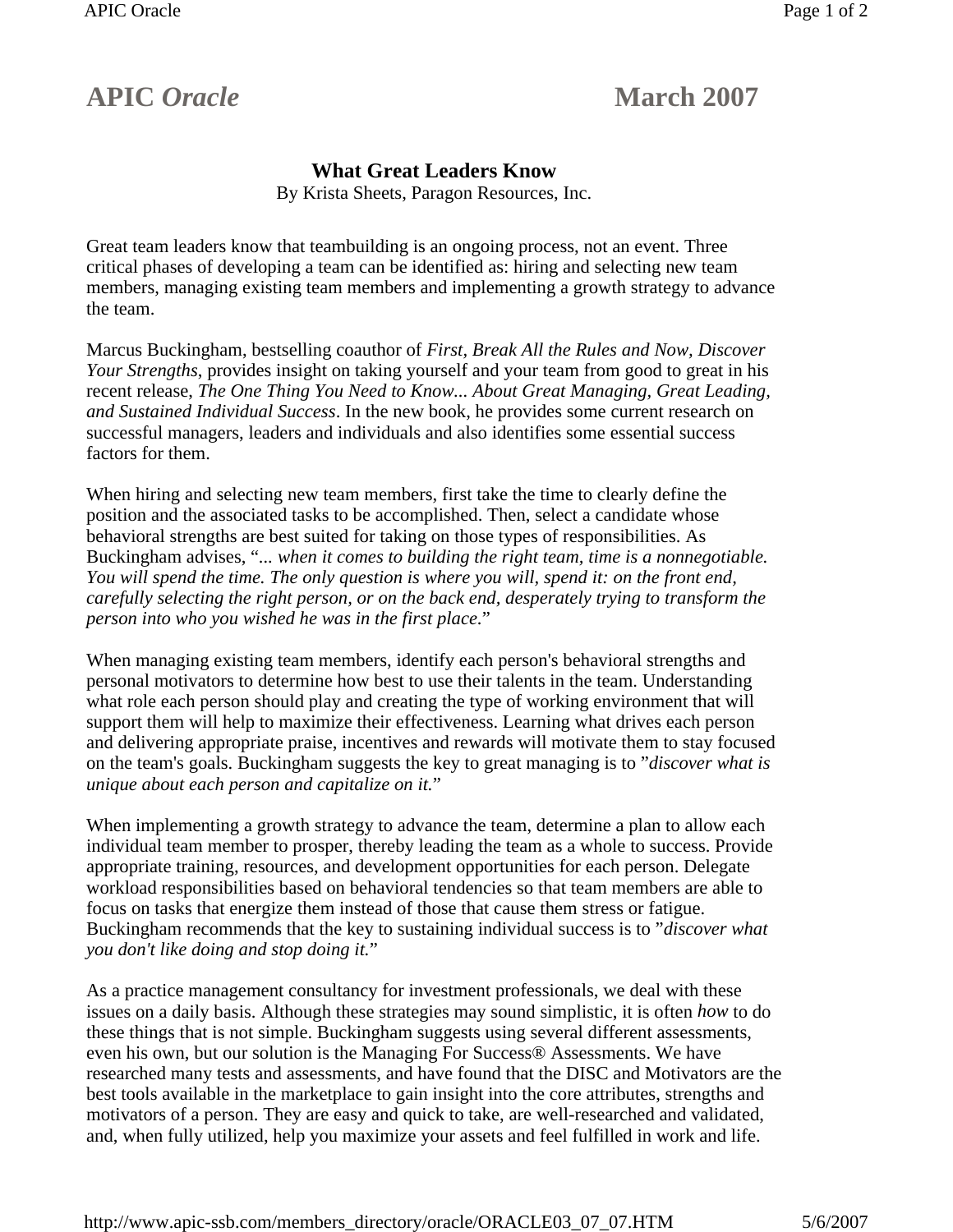# APIC *Oracle* March 2007

## What Great Leaders Know

By Krista Sheets, Paragon Resources, Inc.

Great team leaders know that teambuilding is an ongoing process, not an event. Three critical phases of developing a team can be identified as: hiring and selecting new team members, managing existing team members and implementing a growth strategy to advance the team.

Marcus Buckingham, bestselling coauthor of *First, Break All the Rules and Now, Discover Your Strengths*, provides insight on taking yourself and your team from good to great in his recent release, *The One Thing You Need to Know... About Great Managing, Great Leading, and Sustained Individual Success*. In the new book, he provides some current research on successful managers, leaders and individuals and also identifies some essential success factors for them.

When hiring and selecting new team members, first take the time to clearly define the position and the associated tasks to be accomplished. Then, select a candidate whose behavioral strengths are best suited for taking on those types of responsibilities. As Buckingham advises, "*... when it comes to building the right team, time is a nonnegotiable. You will spend the time. The only question is where you will, spend it: on the front end, carefully selecting the right person, or on the back end, desperately trying to transform the person into who you wished he was in the first place.*"

When managing existing team members, identify each person's behavioral strengths and personal motivators to determine how best to use their talents in the team. Understanding what role each person should play and creating the type of working environment that will support them will help to maximize their effectiveness. Learning what drives each person and delivering appropriate praise, incentives and rewards will motivate them to stay focused on the team's goals. Buckingham suggests the key to great managing is to "*discover what is unique about each person and capitalize on it.*"

When implementing a growth strategy to advance the team, determine a plan to allow each individual team member to prosper, thereby leading the team as a whole to success. Provide appropriate training, resources, and development opportunities for each person. Delegate workload responsibilities based on behavioral tendencies so that team members are able to focus on tasks that energize them instead of those that cause them stress or fatigue. Buckingham recommends that the key to sustaining individual success is to "*discover what you don't like doing and stop doing it.*"

As a practice management consultancy for investment professionals, we deal with these issues on a daily basis. Although these strategies may sound simplistic, it is often *how* to do these things that is not simple. Buckingham suggests using several different assessments, even his own, but our solution is the Managing For Success® Assessments. We have researched many tests and assessments, and have found that the DISC and Motivators are the best tools available in the marketplace to gain insight into the core attributes, strengths and motivators of a person. They are easy and quick to take, are well-researched and validated, and, when fully utilized, help you maximize your assets and feel fulfilled in work and life.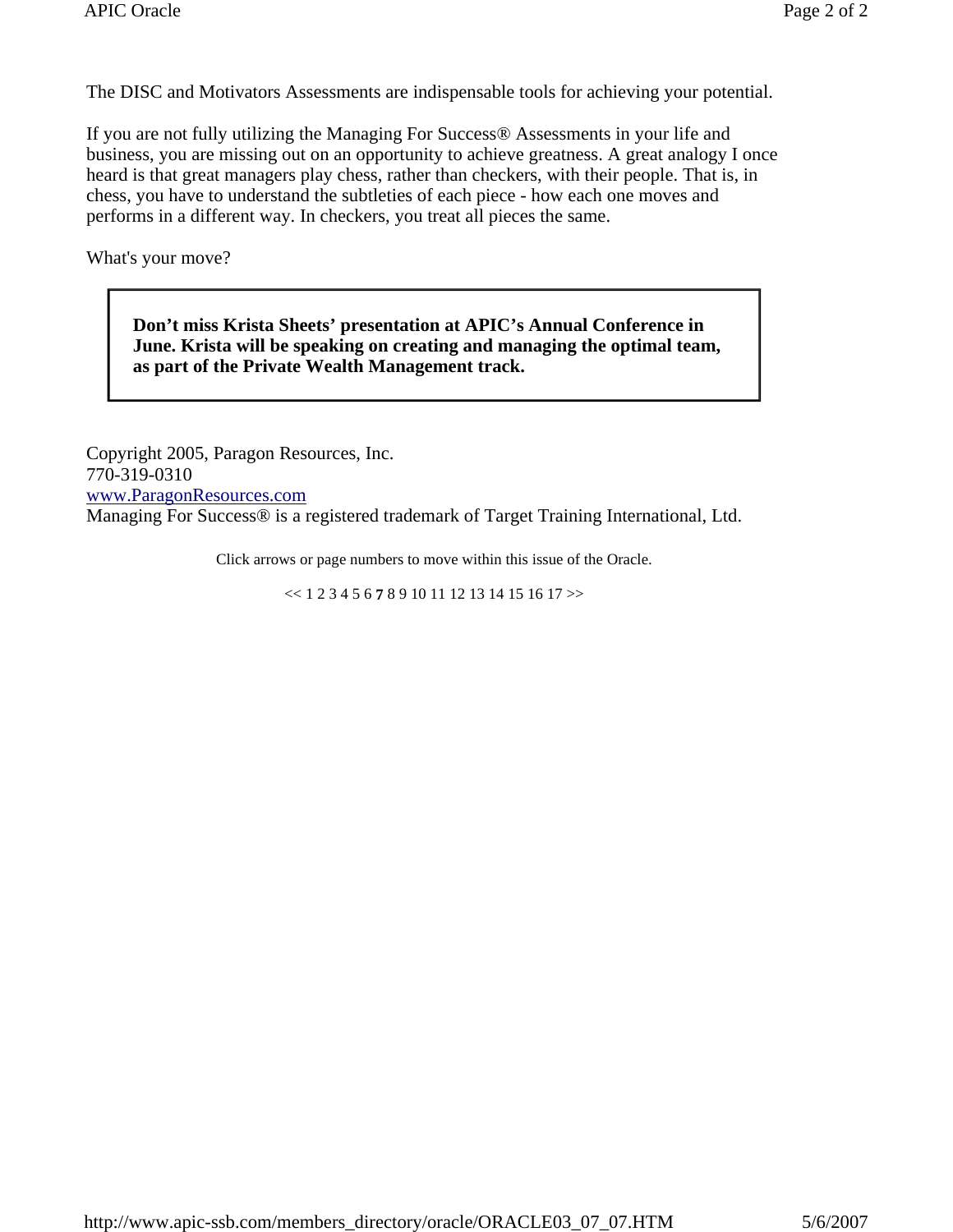The DISC and Motivators Assessments are indispensable tools for achieving your potential.

If you are not fully utilizing the Managing For Success® Assessments in your life and business, you are missing out on an opportunity to achieve greatness. A great analogy I once heard is that great managers play chess, rather than checkers, with their people. That is, in chess, you have to understand the subtleties of each piece - how each one moves and performs in a different way. In checkers, you treat all pieces the same.

What's your move?

**Don't miss Krista Sheets' presentation at APIC's Annual Conference in June. Krista will be speaking on creating and managing the optimal team, as part of the Private Wealth Management track.**

Copyright 2005, Paragon Resources, Inc.
770-319-0310
www.ParagonResources.com
Managing For Success® is a registered trademark of Target Training International, Ltd.

Click arrows or page numbers to move within this issue of the Oracle.

<< 1 2 3 4 5 6 **7** 8 9 10 11 12 13 14 15 16 17 >>